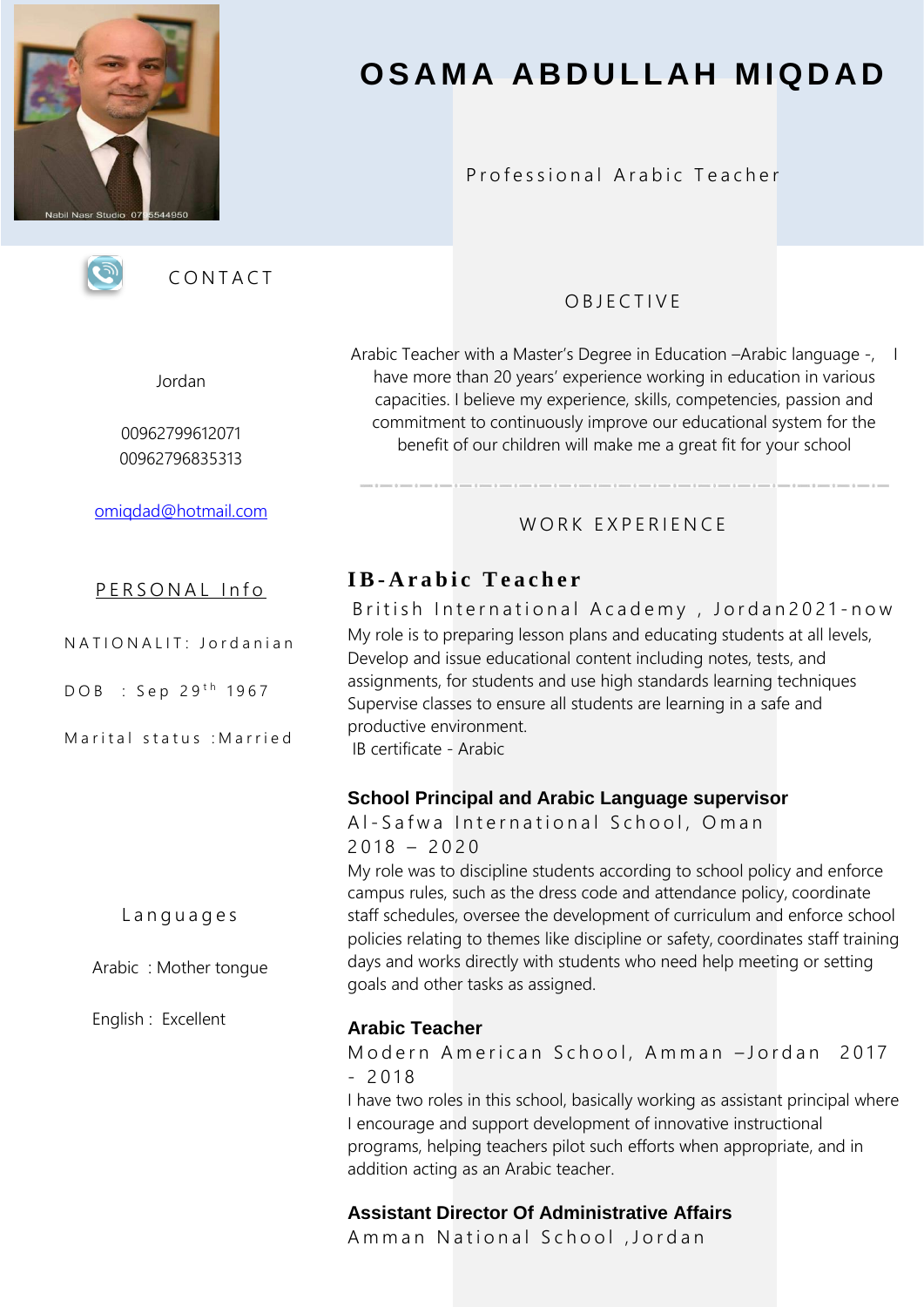# OSAMA ABDULLAH MIQDAD

Professional Arabic Teacher

## CONTACT

Jordan

00962799612071
00962796835313

omiqdad@hotmail.com

## PERSONAL Info

NATIONALIT: Jordanian

DOB : Sep 29th 1967

Marital status :Married

## Languages

Arabic : Mother tongue

English : Excellent

## OBJECTIVE

Arabic Teacher with a Master's Degree in Education –Arabic language -, I have more than 20 years' experience working in education in various capacities. I believe my experience, skills, competencies, passion and commitment to continuously improve our educational system for the benefit of our children will make me a great fit for your school

## WORK EXPERIENCE

### IB-Arabic Teacher

British International Academy , Jordan2021-now

My role is to preparing lesson plans and educating students at all levels, Develop and issue educational content including notes, tests, and assignments, for students and use high standards learning techniques Supervise classes to ensure all students are learning in a safe and productive environment.

IB certificate - Arabic

### School Principal and Arabic Language supervisor

Al-Safwa International School, Oman
2018 – 2020

My role was to discipline students according to school policy and enforce campus rules, such as the dress code and attendance policy, coordinate staff schedules, oversee the development of curriculum and enforce school policies relating to themes like discipline or safety, coordinates staff training days and works directly with students who need help meeting or setting goals and other tasks as assigned.

### Arabic Teacher

Modern American School, Amman –Jordan 2017 - 2018

I have two roles in this school, basically working as assistant principal where I encourage and support development of innovative instructional programs, helping teachers pilot such efforts when appropriate, and in addition acting as an Arabic teacher.

### Assistant Director Of Administrative Affairs

Amman National School ,Jordan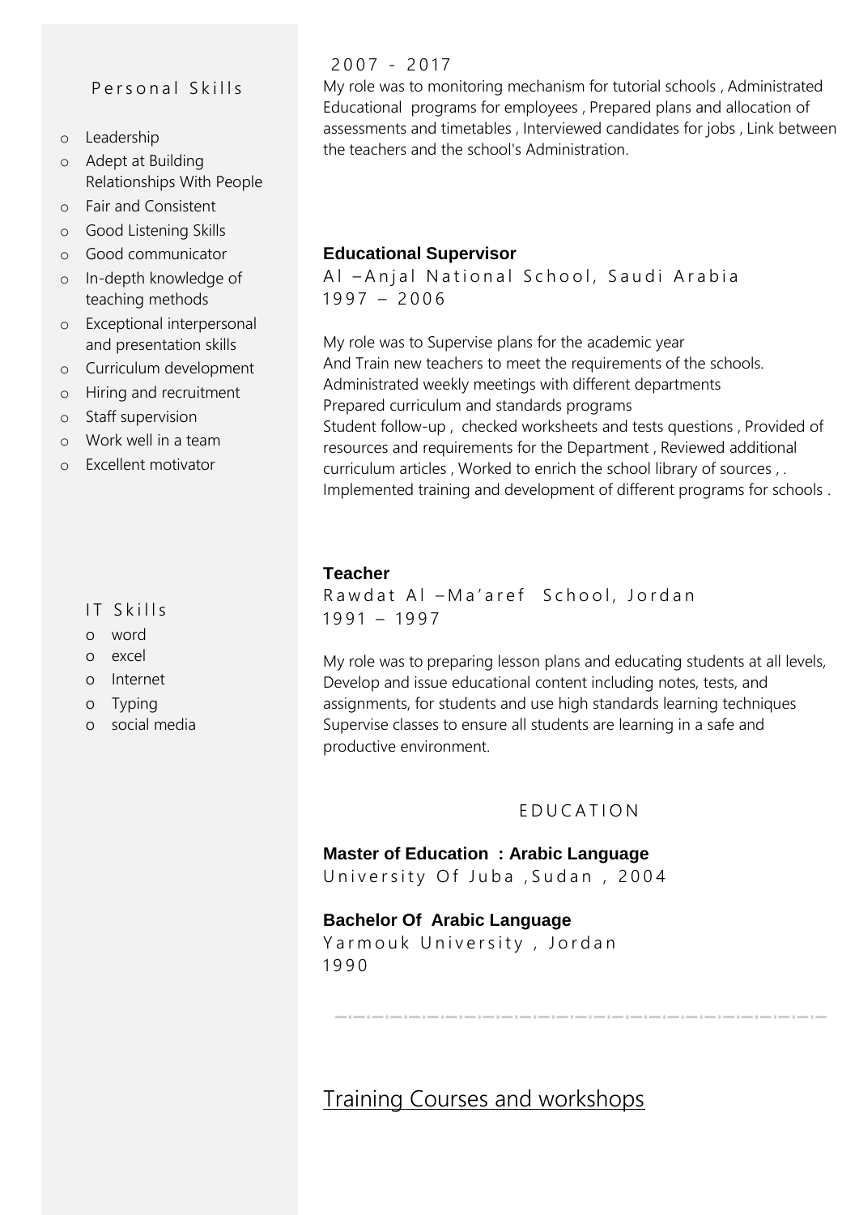## Personal Skills

- Leadership
- Adept at Building Relationships With People
- Fair and Consistent
- Good Listening Skills
- Good communicator
- In-depth knowledge of teaching methods
- Exceptional interpersonal and presentation skills
- Curriculum development
- Hiring and recruitment
- Staff supervision
- Work well in a team
- Excellent motivator

## IT Skills

- word
- excel
- Internet
- Typing
- social media

2007 - 2017

My role was to monitoring mechanism for tutorial schools , Administrated Educational programs for employees , Prepared plans and allocation of assessments and timetables , Interviewed candidates for jobs , Link between the teachers and the school's Administration.

**Educational Supervisor**

Al –Anjal National School, Saudi Arabia

1997 – 2006

My role was to Supervise plans for the academic year
And Train new teachers to meet the requirements of the schools.
Administrated weekly meetings with different departments
Prepared curriculum and standards programs
Student follow-up , checked worksheets and tests questions , Provided of resources and requirements for the Department , Reviewed additional curriculum articles , Worked to enrich the school library of sources , . Implemented training and development of different programs for schools .

**Teacher**

Rawdat Al –Ma'aref School, Jordan

1991 – 1997

My role was to preparing lesson plans and educating students at all levels, Develop and issue educational content including notes, tests, and assignments, for students and use high standards learning techniques Supervise classes to ensure all students are learning in a safe and productive environment.

## EDUCATION

**Master of Education : Arabic Language**

University Of Juba ,Sudan , 2004

**Bachelor Of Arabic Language**

Yarmouk University , Jordan

1990

---

## Training Courses and workshops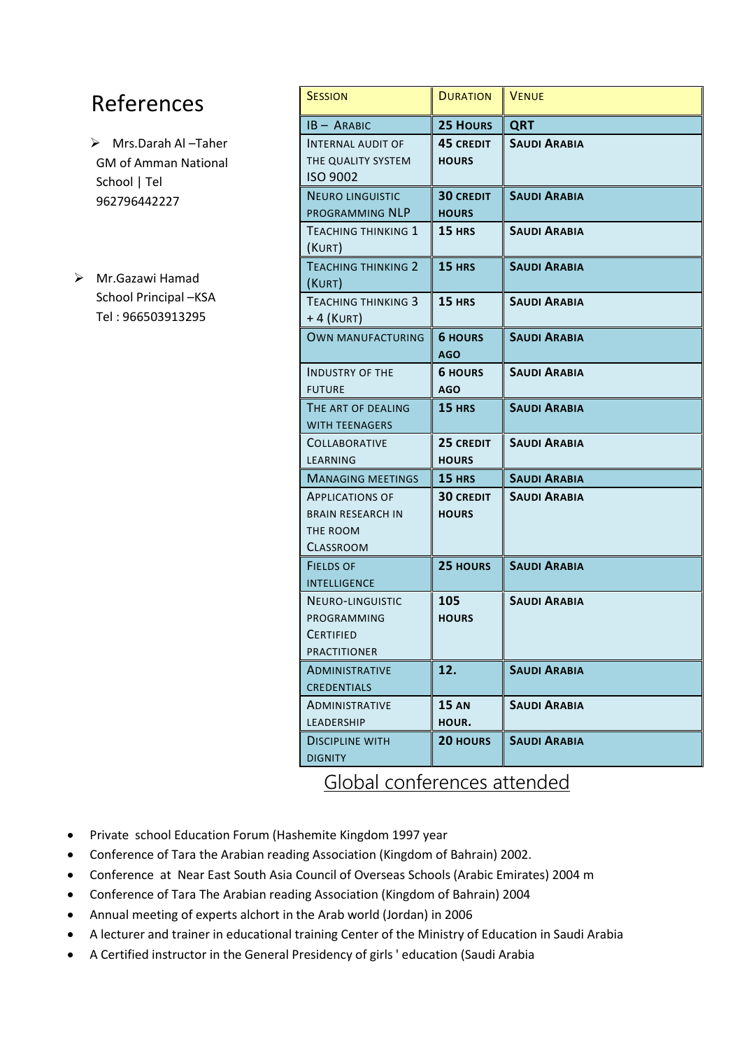# References

- Mrs.Darah Al –Taher
  GM of Amman National School | Tel 962796442227

- Mr.Gazawi Hamad
  School Principal –KSA
  Tel : 966503913295

| Session | Duration | Venue |
|---|---|---|
| IB – Arabic | **25 Hours** | **QRT** |
| Internal audit of the quality system ISO 9002 | **45 credit hours** | **Saudi Arabia** |
| Neuro Linguistic Programming NLP | **30 credit hours** | **Saudi Arabia** |
| Teaching Thinking 1 (Kurt) | **15 hrs** | **Saudi Arabia** |
| Teaching Thinking 2 (Kurt) | **15 hrs** | **Saudi Arabia** |
| Teaching Thinking 3 + 4 (Kurt) | **15 hrs** | **Saudi Arabia** |
| Own manufacturing | **6 hours ago** | **Saudi Arabia** |
| Industry of the future | **6 hours ago** | **Saudi Arabia** |
| The art of dealing with teenagers | **15 hrs** | **Saudi Arabia** |
| Collaborative learning | **25 credit hours** | **Saudi Arabia** |
| Managing meetings | **15 hrs** | **Saudi Arabia** |
| Applications of brain research in the room Classroom | **30 credit hours** | **Saudi Arabia** |
| Fields of intelligence | **25 hours** | **Saudi Arabia** |
| Neuro-linguistic programming Certified practitioner | **105 hours** | **Saudi Arabia** |
| Administrative credentials | **12.** | **Saudi Arabia** |
| Administrative leadership | **15 an hour.** | **Saudi Arabia** |
| Discipline with dignity | **20 hours** | **Saudi Arabia** |

## Global conferences attended

- Private school Education Forum (Hashemite Kingdom 1997 year
- Conference of Tara the Arabian reading Association (Kingdom of Bahrain) 2002.
- Conference at Near East South Asia Council of Overseas Schools (Arabic Emirates) 2004 m
- Conference of Tara The Arabian reading Association (Kingdom of Bahrain) 2004
- Annual meeting of experts alchort in the Arab world (Jordan) in 2006
- A lecturer and trainer in educational training Center of the Ministry of Education in Saudi Arabia
- A Certified instructor in the General Presidency of girls ' education (Saudi Arabia